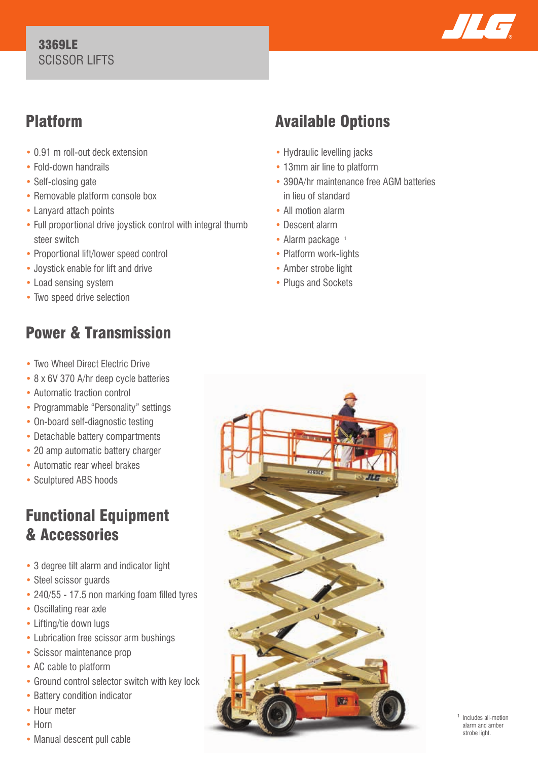# 3369LE
SCISSOR LIFTS

## Platform

- 0.91 m roll-out deck extension
- Fold-down handrails
- Self-closing gate
- Removable platform console box
- Lanyard attach points
- Full proportional drive joystick control with integral thumb steer switch
- Proportional lift/lower speed control
- Joystick enable for lift and drive
- Load sensing system
- Two speed drive selection

## Power & Transmission

- Two Wheel Direct Electric Drive
- 8 x 6V 370 A/hr deep cycle batteries
- Automatic traction control
- Programmable "Personality" settings
- On-board self-diagnostic testing
- Detachable battery compartments
- 20 amp automatic battery charger
- Automatic rear wheel brakes
- Sculptured ABS hoods

## Functional Equipment & Accessories

- 3 degree tilt alarm and indicator light
- Steel scissor guards
- 240/55 - 17.5 non marking foam filled tyres
- Oscillating rear axle
- Lifting/tie down lugs
- Lubrication free scissor arm bushings
- Scissor maintenance prop
- AC cable to platform
- Ground control selector switch with key lock
- Battery condition indicator
- Hour meter
- Horn
- Manual descent pull cable

## Available Options

- Hydraulic levelling jacks
- 13mm air line to platform
- 390A/hr maintenance free AGM batteries in lieu of standard
- All motion alarm
- Descent alarm
- Alarm package [1]
- Platform work-lights
- Amber strobe light
- Plugs and Sockets

[1] Includes all-motion alarm and amber strobe light.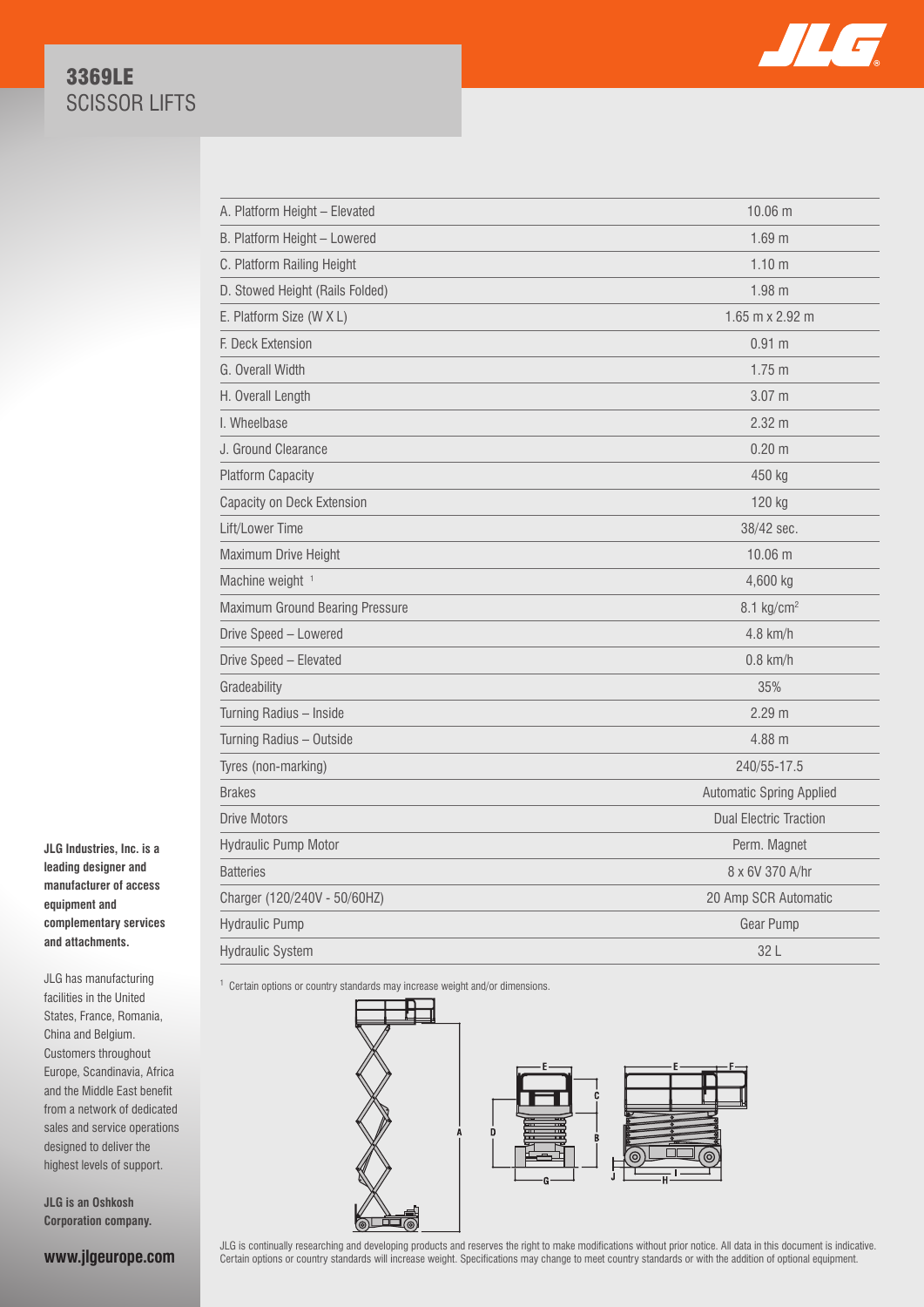# 3369LE

## SCISSOR LIFTS

| | |
|---|---|
| A. Platform Height – Elevated | 10.06 m |
| B. Platform Height – Lowered | 1.69 m |
| C. Platform Railing Height | 1.10 m |
| D. Stowed Height (Rails Folded) | 1.98 m |
| E. Platform Size (W X L) | 1.65 m x 2.92 m |
| F. Deck Extension | 0.91 m |
| G. Overall Width | 1.75 m |
| H. Overall Length | 3.07 m |
| I. Wheelbase | 2.32 m |
| J. Ground Clearance | 0.20 m |
| Platform Capacity | 450 kg |
| Capacity on Deck Extension | 120 kg |
| Lift/Lower Time | 38/42 sec. |
| Maximum Drive Height | 10.06 m |
| Machine weight [1] | 4,600 kg |
| Maximum Ground Bearing Pressure | 8.1 $kg/cm^2$ |
| Drive Speed – Lowered | 4.8 km/h |
| Drive Speed – Elevated | 0.8 km/h |
| Gradeability | 35% |
| Turning Radius – Inside | 2.29 m |
| Turning Radius – Outside | 4.88 m |
| Tyres (non-marking) | 240/55-17.5 |
| Brakes | Automatic Spring Applied |
| Drive Motors | Dual Electric Traction |
| Hydraulic Pump Motor | Perm. Magnet |
| Batteries | 8 x 6V 370 A/hr |
| Charger (120/240V - 50/60HZ) | 20 Amp SCR Automatic |
| Hydraulic Pump | Gear Pump |
| Hydraulic System | 32 L |

[1] Certain options or country standards may increase weight and/or dimensions.

A
D
E
C
B
G
E
F
J
I
H

**JLG Industries, Inc. is a leading designer and manufacturer of access equipment and complementary services and attachments.**

JLG has manufacturing facilities in the United States, France, Romania, China and Belgium. Customers throughout Europe, Scandinavia, Africa and the Middle East benefit from a network of dedicated sales and service operations designed to deliver the highest levels of support.

**JLG is an Oshkosh Corporation company.**

**www.jlgeurope.com**

JLG is continually researching and developing products and reserves the right to make modifications without prior notice. All data in this document is indicative. Certain options or country standards will increase weight. Specifications may change to meet country standards or with the addition of optional equipment.